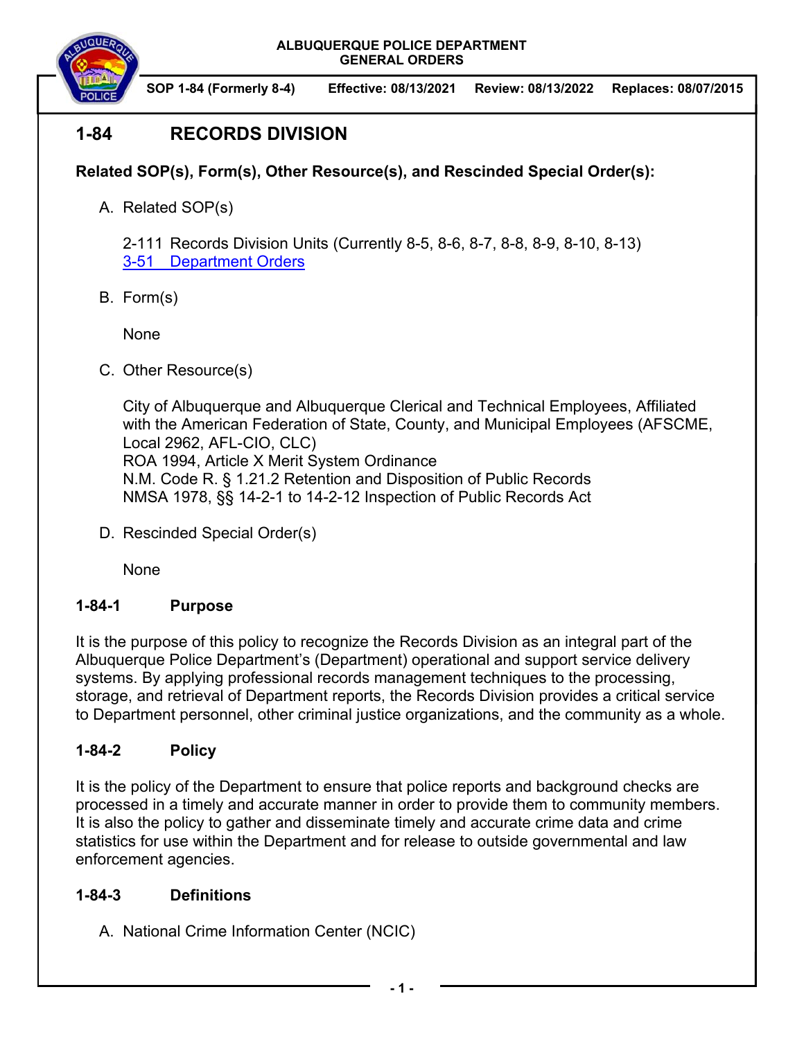ALBUQUERQUE POLICE DEPARTMENT
GENERAL ORDERS

SOP 1-84 (Formerly 8-4) | Effective: 08/13/2021 | Review: 08/13/2022 | Replaces: 08/07/2015

# 1-84 RECORDS DIVISION

**Related SOP(s), Form(s), Other Resource(s), and Rescinded Special Order(s):**

A. Related SOP(s)

   2-111 Records Division Units (Currently 8-5, 8-6, 8-7, 8-8, 8-9, 8-10, 8-13)
   [3-51 Department Orders]

B. Form(s)

   None

C. Other Resource(s)

   City of Albuquerque and Albuquerque Clerical and Technical Employees, Affiliated with the American Federation of State, County, and Municipal Employees (AFSCME, Local 2962, AFL-CIO, CLC)
   ROA 1994, Article X Merit System Ordinance
   N.M. Code R. § 1.21.2 Retention and Disposition of Public Records
   NMSA 1978, §§ 14-2-1 to 14-2-12 Inspection of Public Records Act

D. Rescinded Special Order(s)

   None

## 1-84-1 Purpose

It is the purpose of this policy to recognize the Records Division as an integral part of the Albuquerque Police Department's (Department) operational and support service delivery systems. By applying professional records management techniques to the processing, storage, and retrieval of Department reports, the Records Division provides a critical service to Department personnel, other criminal justice organizations, and the community as a whole.

## 1-84-2 Policy

It is the policy of the Department to ensure that police reports and background checks are processed in a timely and accurate manner in order to provide them to community members. It is also the policy to gather and disseminate timely and accurate crime data and crime statistics for use within the Department and for release to outside governmental and law enforcement agencies.

## 1-84-3 Definitions

A. National Crime Information Center (NCIC)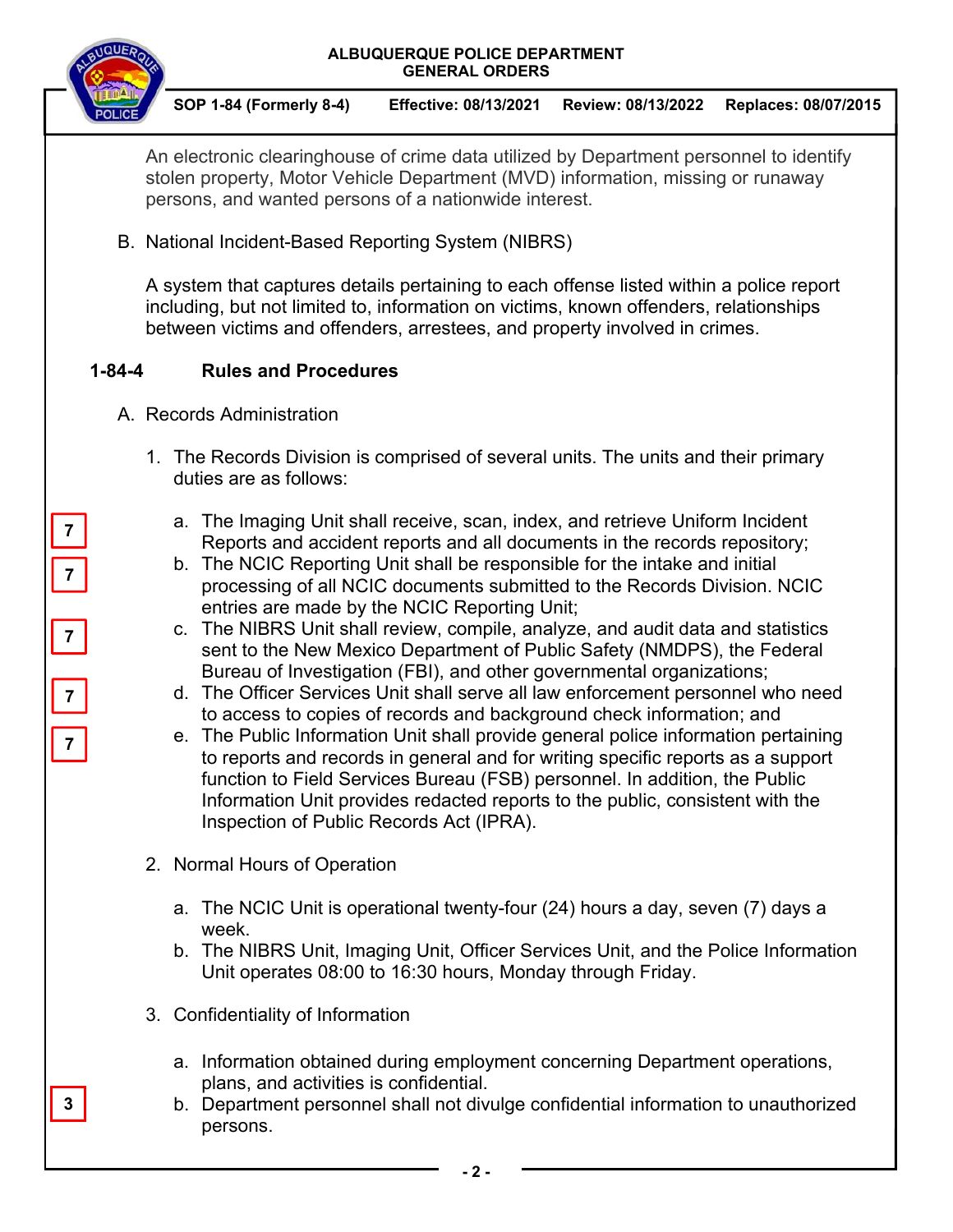An electronic clearinghouse of crime data utilized by Department personnel to identify stolen property, Motor Vehicle Department (MVD) information, missing or runaway persons, and wanted persons of a nationwide interest.

B. National Incident-Based Reporting System (NIBRS)

A system that captures details pertaining to each offense listed within a police report including, but not limited to, information on victims, known offenders, relationships between victims and offenders, arrestees, and property involved in crimes.

## 1-84-4 Rules and Procedures

A. Records Administration

1. The Records Division is comprised of several units. The units and their primary duties are as follows:

   7 a. The Imaging Unit shall receive, scan, index, and retrieve Uniform Incident Reports and accident reports and all documents in the records repository;

   7 b. The NCIC Reporting Unit shall be responsible for the intake and initial processing of all NCIC documents submitted to the Records Division. NCIC entries are made by the NCIC Reporting Unit;

   7 c. The NIBRS Unit shall review, compile, analyze, and audit data and statistics sent to the New Mexico Department of Public Safety (NMDPS), the Federal Bureau of Investigation (FBI), and other governmental organizations;

   7 d. The Officer Services Unit shall serve all law enforcement personnel who need to access to copies of records and background check information; and

   7 e. The Public Information Unit shall provide general police information pertaining to reports and records in general and for writing specific reports as a support function to Field Services Bureau (FSB) personnel. In addition, the Public Information Unit provides redacted reports to the public, consistent with the Inspection of Public Records Act (IPRA).

2. Normal Hours of Operation

   a. The NCIC Unit is operational twenty-four (24) hours a day, seven (7) days a week.

   b. The NIBRS Unit, Imaging Unit, Officer Services Unit, and the Police Information Unit operates 08:00 to 16:30 hours, Monday through Friday.

3. Confidentiality of Information

   a. Information obtained during employment concerning Department operations, plans, and activities is confidential.

   3 b. Department personnel shall not divulge confidential information to unauthorized persons.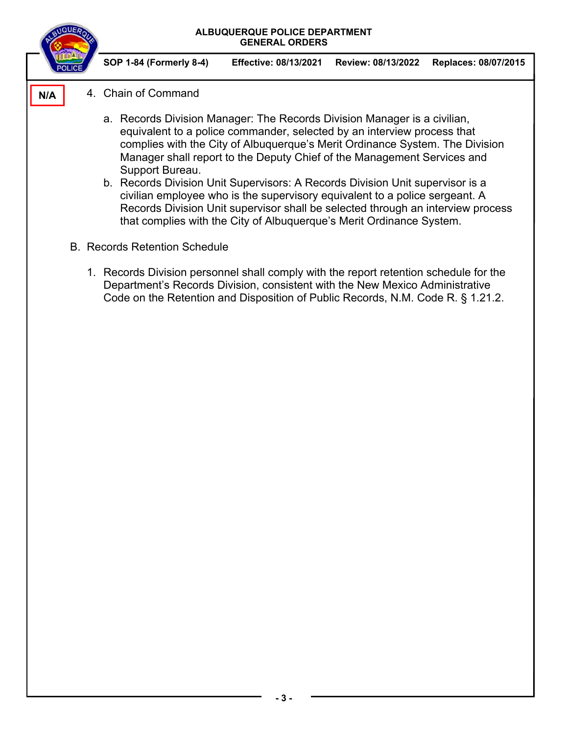N/A

4. Chain of Command

    a. Records Division Manager: The Records Division Manager is a civilian, equivalent to a police commander, selected by an interview process that complies with the City of Albuquerque's Merit Ordinance System. The Division Manager shall report to the Deputy Chief of the Management Services and Support Bureau.
    b. Records Division Unit Supervisors: A Records Division Unit supervisor is a civilian employee who is the supervisory equivalent to a police sergeant. A Records Division Unit supervisor shall be selected through an interview process that complies with the City of Albuquerque's Merit Ordinance System.

B. Records Retention Schedule

1. Records Division personnel shall comply with the report retention schedule for the Department's Records Division, consistent with the New Mexico Administrative Code on the Retention and Disposition of Public Records, N.M. Code R. § 1.21.2.